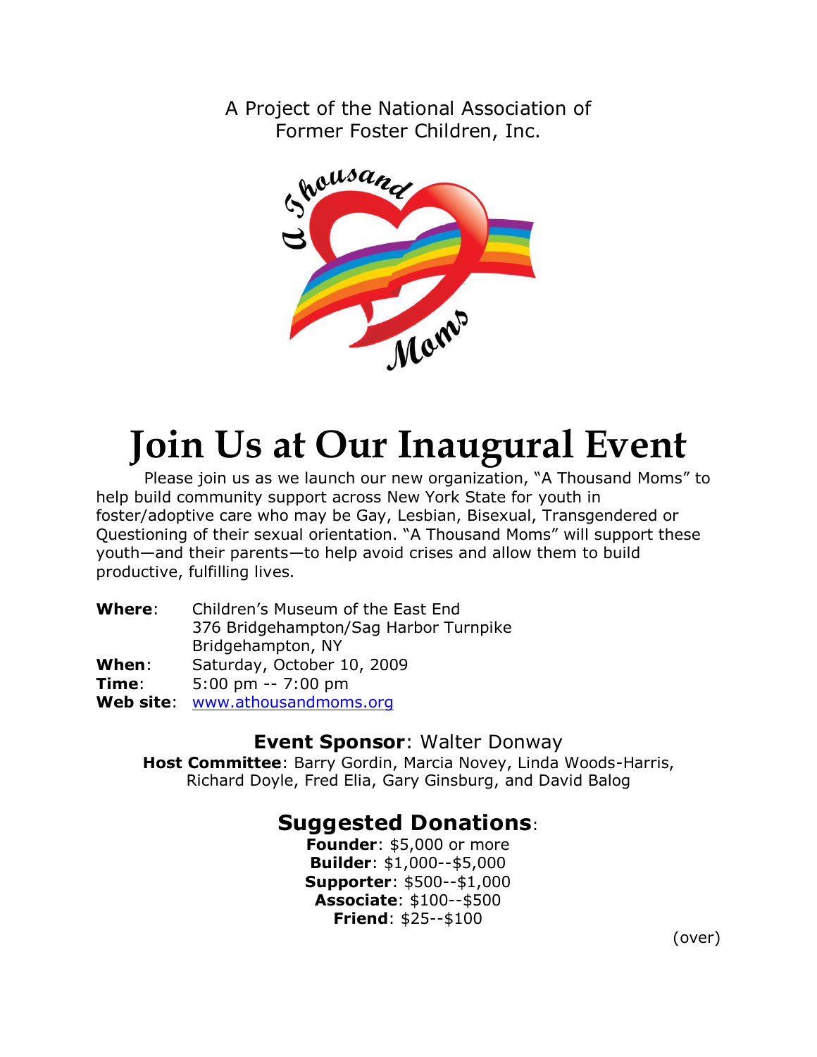A Project of the National Association of Former Foster Children, Inc.

A Thousand Moms

# Join Us at Our Inaugural Event

Please join us as we launch our new organization, "A Thousand Moms" to help build community support across New York State for youth in foster/adoptive care who may be Gay, Lesbian, Bisexual, Transgendered or Questioning of their sexual orientation. "A Thousand Moms" will support these youth—and their parents—to help avoid crises and allow them to build productive, fulfilling lives.

**Where**: Children's Museum of the East End
376 Bridgehampton/Sag Harbor Turnpike
Bridgehampton, NY

**When**: Saturday, October 10, 2009

**Time**: 5:00 pm -- 7:00 pm

**Web site**: www.athousandmoms.org

## **Event Sponsor**: Walter Donway

**Host Committee**: Barry Gordin, Marcia Novey, Linda Woods-Harris, Richard Doyle, Fred Elia, Gary Ginsburg, and David Balog

## Suggested Donations:

**Founder**: $5,000 or more
**Builder**: $1,000--$5,000
**Supporter**: $500--$1,000
**Associate**: $100--$500
**Friend**: $25--$100

(over)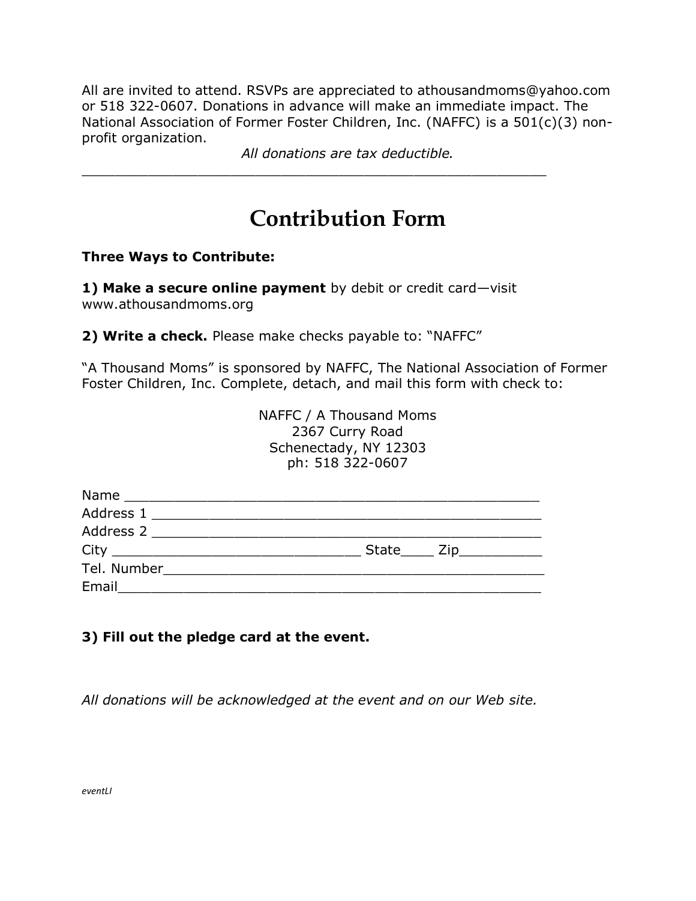All are invited to attend. RSVPs are appreciated to athousandmoms@yahoo.com or 518 322-0607. Donations in advance will make an immediate impact. The National Association of Former Foster Children, Inc. (NAFFC) is a 501(c)(3) non-profit organization.

*All donations are tax deductible.*

---

# Contribution Form

**Three Ways to Contribute:**

**1) Make a secure online payment** by debit or credit card—visit www.athousandmoms.org

**2) Write a check.** Please make checks payable to: "NAFFC"

"A Thousand Moms" is sponsored by NAFFC, The National Association of Former Foster Children, Inc. Complete, detach, and mail this form with check to:

NAFFC / A Thousand Moms
2367 Curry Road
Schenectady, NY 12303
ph: 518 322-0607

Name ______________________________________________
Address 1 ___________________________________________
Address 2 ___________________________________________
City ___________________________ State____ Zip__________
Tel. Number__________________________________________
Email_______________________________________________

**3) Fill out the pledge card at the event.**

*All donations will be acknowledged at the event and on our Web site.*

*eventLI*